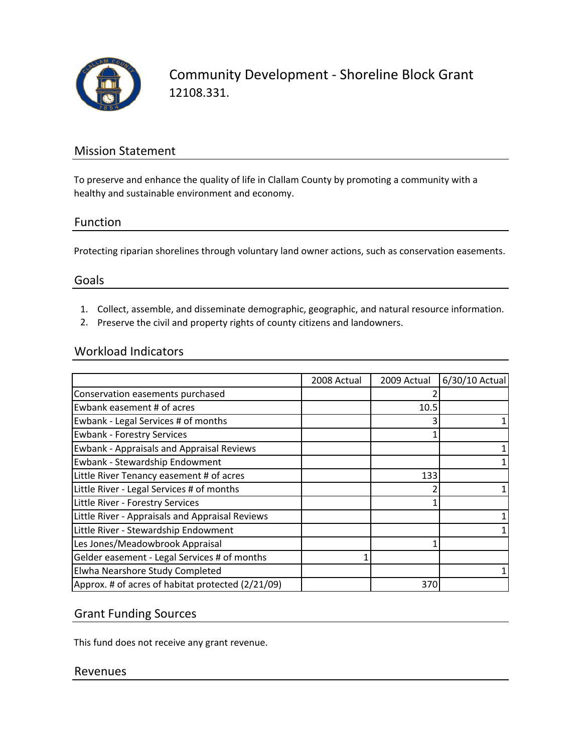# Community Development - Shoreline Block Grant

12108.331.

## Mission Statement

To preserve and enhance the quality of life in Clallam County by promoting a community with a healthy and sustainable environment and economy.

## Function

Protecting riparian shorelines through voluntary land owner actions, such as conservation easements.

## Goals

1. Collect, assemble, and disseminate demographic, geographic, and natural resource information.
2. Preserve the civil and property rights of county citizens and landowners.

## Workload Indicators

| | 2008 Actual | 2009 Actual | 6/30/10 Actual |
|---|---|---|---|
| Conservation easements purchased | | 2 | |
| Ewbank easement # of acres | | 10.5 | |
| Ewbank - Legal Services # of months | | 3 | 1 |
| Ewbank - Forestry Services | | 1 | |
| Ewbank - Appraisals and Appraisal Reviews | | | 1 |
| Ewbank - Stewardship Endowment | | | 1 |
| Little River Tenancy easement # of acres | | 133 | |
| Little River - Legal Services # of months | | 2 | 1 |
| Little River - Forestry Services | | 1 | |
| Little River - Appraisals and Appraisal Reviews | | | 1 |
| Little River - Stewardship Endowment | | | 1 |
| Les Jones/Meadowbrook Appraisal | | 1 | |
| Gelder easement - Legal Services # of months | 1 | | |
| Elwha Nearshore Study Completed | | | 1 |
| Approx. # of acres of habitat protected (2/21/09) | | 370 | |

## Grant Funding Sources

This fund does not receive any grant revenue.

## Revenues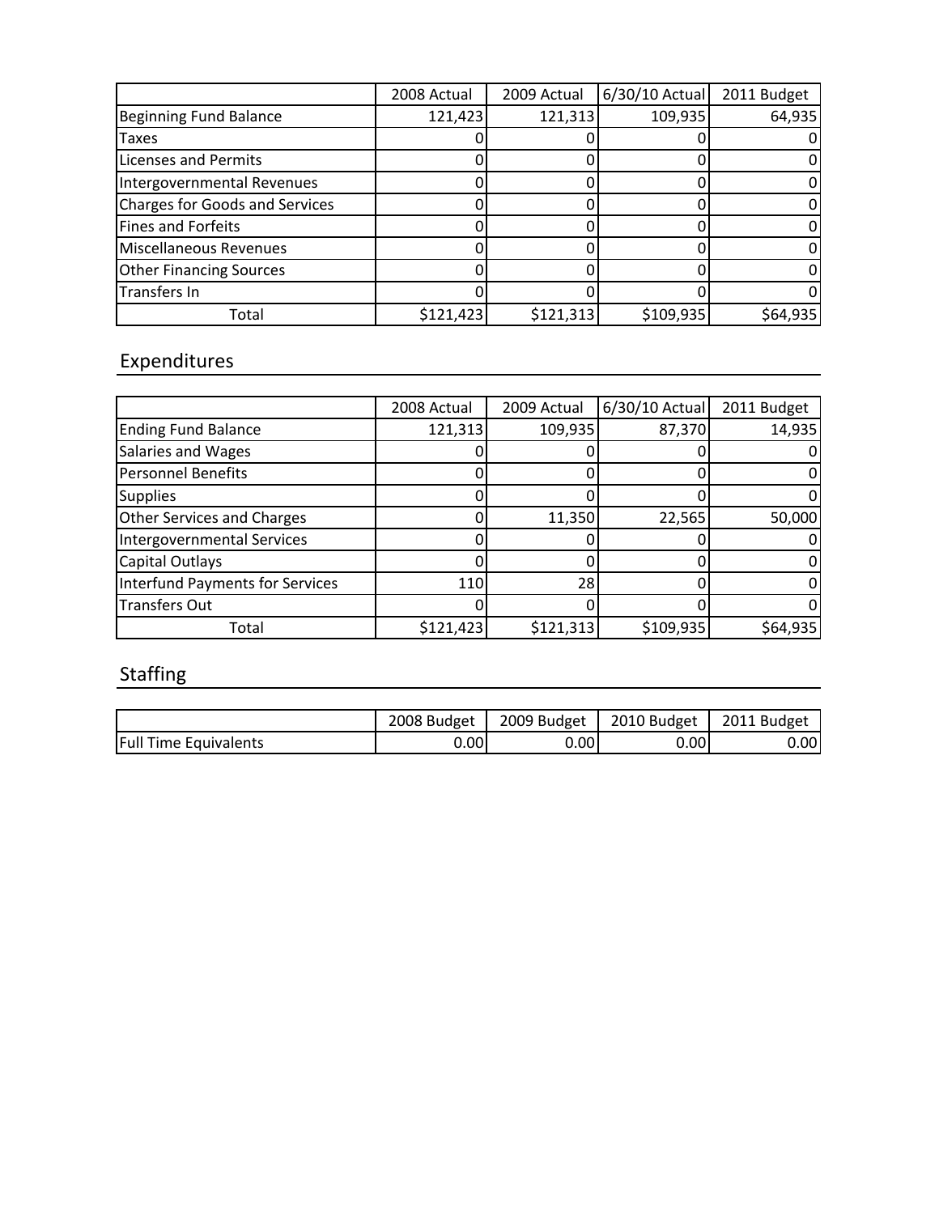| | 2008 Actual | 2009 Actual | 6/30/10 Actual | 2011 Budget |
|---|---|---|---|---|
| Beginning Fund Balance | 121,423 | 121,313 | 109,935 | 64,935 |
| Taxes | 0 | 0 | 0 | 0 |
| Licenses and Permits | 0 | 0 | 0 | 0 |
| Intergovernmental Revenues | 0 | 0 | 0 | 0 |
| Charges for Goods and Services | 0 | 0 | 0 | 0 |
| Fines and Forfeits | 0 | 0 | 0 | 0 |
| Miscellaneous Revenues | 0 | 0 | 0 | 0 |
| Other Financing Sources | 0 | 0 | 0 | 0 |
| Transfers In | 0 | 0 | 0 | 0 |
| Total | $121,423 | $121,313 | $109,935 | $64,935 |

## Expenditures

| | 2008 Actual | 2009 Actual | 6/30/10 Actual | 2011 Budget |
|---|---|---|---|---|
| Ending Fund Balance | 121,313 | 109,935 | 87,370 | 14,935 |
| Salaries and Wages | 0 | 0 | 0 | 0 |
| Personnel Benefits | 0 | 0 | 0 | 0 |
| Supplies | 0 | 0 | 0 | 0 |
| Other Services and Charges | 0 | 11,350 | 22,565 | 50,000 |
| Intergovernmental Services | 0 | 0 | 0 | 0 |
| Capital Outlays | 0 | 0 | 0 | 0 |
| Interfund Payments for Services | 110 | 28 | 0 | 0 |
| Transfers Out | 0 | 0 | 0 | 0 |
| Total | $121,423 | $121,313 | $109,935 | $64,935 |

## Staffing

| | 2008 Budget | 2009 Budget | 2010 Budget | 2011 Budget |
|---|---|---|---|---|
| Full Time Equivalents | 0.00 | 0.00 | 0.00 | 0.00 |